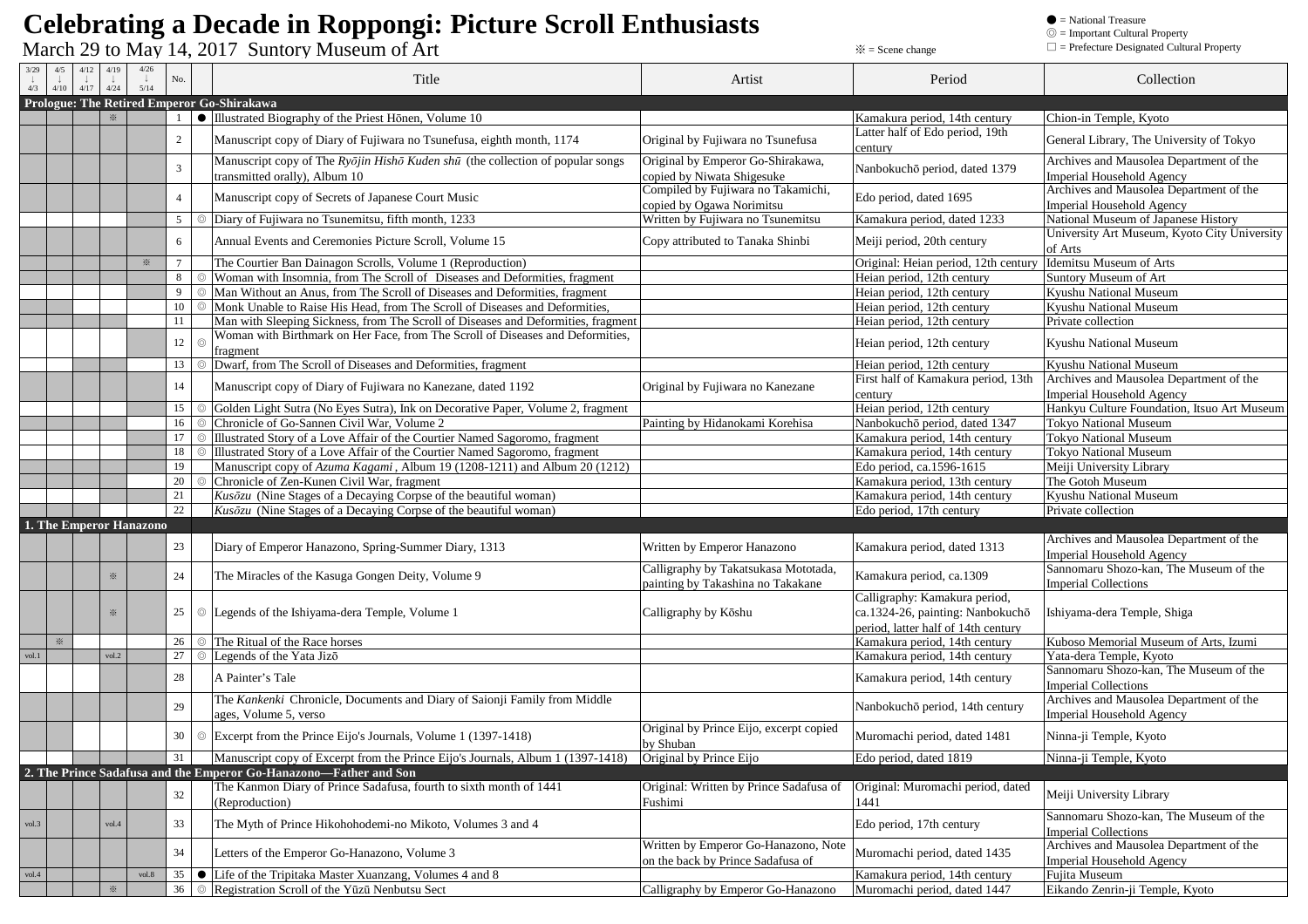# Celebrating a Decade in Roppongi: Picture Scroll Enthusiasts

March 29 to May 14, 2017 Suntory Museum of Art

※ = Scene change

● = National Treasure
◎ = Important Cultural Property
□ = Prefecture Designated Cultural Property

| 3/29 ↓ 4/3 | 4/5 ↓ 4/10 | 4/12 ↓ 4/17 | 4/19 ↓ 4/24 | 4/26 ↓ 5/14 | No. | | Title | Artist | Period | Collection |
|---|---|---|---|---|---|---|---|---|---|---|
| **Prologue: The Retired Emperor Go-Shirakawa** | | | | | | | | | | |
| | | | ※ | | 1 | ● | Illustrated Biography of the Priest Hōnen, Volume 10 | | Kamakura period, 14th century | Chion-in Temple, Kyoto |
| | | | | | 2 | | Manuscript copy of Diary of Fujiwara no Tsunefusa, eighth month, 1174 | Original by Fujiwara no Tsunefusa | Latter half of Edo period, 19th century | General Library, The University of Tokyo |
| | | | | | 3 | | Manuscript copy of The *Ryōjin Hishō Kuden shū* (the collection of popular songs transmitted orally), Album 10 | Original by Emperor Go-Shirakawa, copied by Niwata Shigesuke | Nanbokuchō period, dated 1379 | Archives and Mausolea Department of the Imperial Household Agency |
| | | | | | 4 | | Manuscript copy of Secrets of Japanese Court Music | Compiled by Fujiwara no Takamichi, copied by Ogawa Norimitsu | Edo period, dated 1695 | Archives and Mausolea Department of the Imperial Household Agency |
| | | | | | 5 | ◎ | Diary of Fujiwara no Tsunemitsu, fifth month, 1233 | Written by Fujiwara no Tsunemitsu | Kamakura period, dated 1233 | National Museum of Japanese History |
| | | | | | 6 | | Annual Events and Ceremonies Picture Scroll, Volume 15 | Copy attributed to Tanaka Shinbi | Meiji period, 20th century | University Art Museum, Kyoto City University of Arts |
| | | | | ※ | 7 | | The Courtier Ban Dainagon Scrolls, Volume 1 (Reproduction) | | Original: Heian period, 12th century | Idemitsu Museum of Arts |
| | | | | | 8 | ◎ | Woman with Insomnia, from The Scroll of Diseases and Deformities, fragment | | Heian period, 12th century | Suntory Museum of Art |
| | | | | | 9 | ◎ | Man Without an Anus, from The Scroll of Diseases and Deformities, fragment | | Heian period, 12th century | Kyushu National Museum |
| | | | | | 10 | ◎ | Monk Unable to Raise His Head, from The Scroll of Diseases and Deformities, | | Heian period, 12th century | Kyushu National Museum |
| | | | | | 11 | | Man with Sleeping Sickness, from The Scroll of Diseases and Deformities, fragment | | Heian period, 12th century | Private collection |
| | | | | | 12 | ◎ | Woman with Birthmark on Her Face, from The Scroll of Diseases and Deformities, fragment | | Heian period, 12th century | Kyushu National Museum |
| | | | | | 13 | ◎ | Dwarf, from The Scroll of Diseases and Deformities, fragment | | Heian period, 12th century | Kyushu National Museum |
| | | | | | 14 | | Manuscript copy of Diary of Fujiwara no Kanezane, dated 1192 | Original by Fujiwara no Kanezane | First half of Kamakura period, 13th century | Archives and Mausolea Department of the Imperial Household Agency |
| | | | | | 15 | ◎ | Golden Light Sutra (No Eyes Sutra), Ink on Decorative Paper, Volume 2, fragment | | Heian period, 12th century | Hankyu Culture Foundation, Itsuo Art Museum |
| | | | | | 16 | ◎ | Chronicle of Zen-Sannen Civil War, Volume 2 | Painting by Hidanokami Korehisa | Nanbokuchō period, dated 1347 | Tokyo National Museum |
| | | | | | 17 | ◎ | Illustrated Story of a Love Affair of the Courtier Named Sagoromo, fragment | | Kamakura period, 14th century | Tokyo National Museum |
| | | | | | 18 | ◎ | Illustrated Story of a Love Affair of the Courtier Named Sagoromo, fragment | | Kamakura period, 14th century | Tokyo National Museum |
| | | | | | 19 | | Manuscript copy of *Azuma Kagami*, Album 19 (1208-1211) and Album 20 (1212) | | Edo period, ca.1596-1615 | Meiji University Library |
| | | | | | 20 | ◎ | Chronicle of Zen-Kunen Civil War, fragment | | Kamakura period, 13th century | The Gotoh Museum |
| | | | | | 21 | | *Kusōzu* (Nine Stages of a Decaying Corpse of the beautiful woman) | | Kamakura period, 14th century | Kyushu National Museum |
| | | | | | 22 | | *Kusōzu* (Nine Stages of a Decaying Corpse of the beautiful woman) | | Edo period, 17th century | Private collection |
| **1. The Emperor Hanazono** | | | | | | | | | | |
| | | | | | 23 | | Diary of Emperor Hanazono, Spring-Summer Diary, 1313 | Written by Emperor Hanazono | Kamakura period, dated 1313 | Archives and Mausolea Department of the Imperial Household Agency |
| | | | ※ | | 24 | | The Miracles of the Kasuga Gongen Deity, Volume 9 | Calligraphy by Takatsukasa Mototada, painting by Takashina no Takakane | Kamakura period, ca.1309 | Sannomaru Shozo-kan, The Museum of the Imperial Collections |
| | | | ※ | | 25 | ◎ | Legends of the Ishiyama-dera Temple, Volume 1 | Calligraphy by Kōshu | Calligraphy: Kamakura period, ca.1324-26, painting: Nanbokuchō period, latter half of 14th century | Ishiyama-dera Temple, Shiga |
| | ※ | | | | 26 | ◎ | The Ritual of the Race horses | | Kamakura period, 14th century | Kuboso Memorial Museum of Arts, Izumi |
| vol.1 | | | vol.2 | | 27 | ◎ | Legends of the Yata Jizō | | Kamakura period, 14th century | Yata-dera Temple, Kyoto |
| | | | | | 28 | | A Painter's Tale | | Kamakura period, 14th century | Sannomaru Shozo-kan, The Museum of the Imperial Collections |
| | | | | | 29 | | The *Kankenki* Chronicle, Documents and Diary of Saionji Family from Middle ages, Volume 5, verso | | Nanbokuchō period, 14th century | Archives and Mausolea Department of the Imperial Household Agency |
| | | | | | 30 | ◎ | Excerpt from the Prince Eijo's Journals, Volume 1 (1397-1418) | Original by Prince Eijo, excerpt copied by Shuban | Muromachi period, dated 1481 | Ninna-ji Temple, Kyoto |
| | | | | | 31 | | Manuscript copy of Excerpt from the Prince Eijo's Journals, Album 1 (1397-1418) | Original by Prince Eijo | Edo period, dated 1819 | Ninna-ji Temple, Kyoto |
| **2. The Prince Sadafusa and the Emperor Go-Hanazono—Father and Son** | | | | | | | | | | |
| | | | | | 32 | | The Kanmon Diary of Prince Sadafusa, fourth to sixth month of 1441 (Reproduction) | Original: Written by Prince Sadafusa of Fushimi | Original: Muromachi period, dated 1441 | Meiji University Library |
| vol.3 | | | vol.4 | | 33 | | The Myth of Prince Hikohohodemi-no Mikoto, Volumes 3 and 4 | | Edo period, 17th century | Sannomaru Shozo-kan, The Museum of the Imperial Collections |
| | | | | | 34 | | Letters of the Emperor Go-Hanazono, Volume 3 | Written by Emperor Go-Hanazono, Note on the back by Prince Sadafusa of | Muromachi period, dated 1435 | Archives and Mausolea Department of the Imperial Household Agency |
| vol.4 | | | | vol.8 | 35 | ● | Life of the Tripitaka Master Xuanzang, Volumes 4 and 8 | | Kamakura period, 14th century | Fujita Museum |
| | | | ※ | | 36 | ◎ | Registration Scroll of the Yūzū Nenbutsu Sect | Calligraphy by Emperor Go-Hanazono | Muromachi period, dated 1447 | Eikando Zenrin-ji Temple, Kyoto |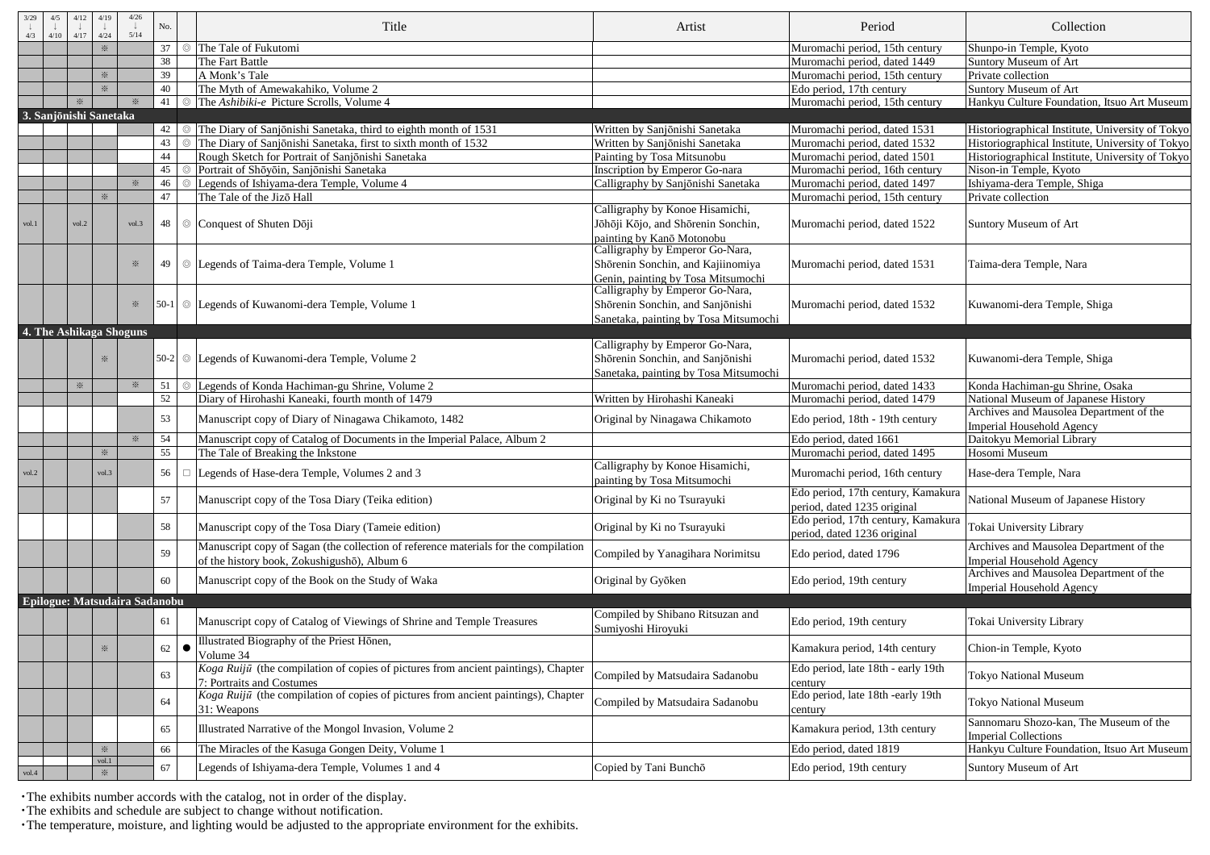| 3/29 ↓ 4/3 | 4/5 ↓ 4/10 | 4/12 ↓ 4/17 | 4/19 ↓ 4/24 | 4/26 ↓ 5/14 | No. | | Title | Artist | Period | Collection |
|---|---|---|---|---|---|---|---|---|---|---|
| | | | ※ | | 37 | ◎ | The Tale of Fukutomi | | Muromachi period, 15th century | Shunpo-in Temple, Kyoto |
| | | | | | 38 | | The Fart Battle | | Muromachi period, dated 1449 | Suntory Museum of Art |
| | | | ※ | | 39 | | A Monk's Tale | | Muromachi period, 15th century | Private collection |
| | | | ※ | | 40 | | The Myth of Amewakahiko, Volume 2 | | Edo period, 17th century | Suntory Museum of Art |
| | ※ | | | ※ | 41 | ◎ | The *Ashibiki-e* Picture Scrolls, Volume 4 | | Muromachi period, 15th century | Hankyu Culture Foundation, Itsuo Art Museum |
| **3. Sanjōnishi Sanetaka** | | | | | | | | | | |
| | | | | | 42 | ◎ | The Diary of Sanjōnishi Sanetaka, third to eighth month of 1531 | Written by Sanjōnishi Sanetaka | Muromachi period, dated 1531 | Historiographical Institute, University of Tokyo |
| | | | | | 43 | ◎ | The Diary of Sanjōnishi Sanetaka, first to sixth month of 1532 | Written by Sanjōnishi Sanetaka | Muromachi period, dated 1532 | Historiographical Institute, University of Tokyo |
| | | | | | 44 | | Rough Sketch for Portrait of Sanjōnishi Sanetaka | Painting by Tosa Mitsunobu | Muromachi period, dated 1501 | Historiographical Institute, University of Tokyo |
| | | | | | 45 | ◎ | Portrait of Shōyōin, Sanjōnishi Sanetaka | Inscription by Emperor Go-nara | Muromachi period, 16th century | Nison-in Temple, Kyoto |
| | | | | ※ | 46 | ◎ | Legends of Ishiyama-dera Temple, Volume 4 | Calligraphy by Sanjōnishi Sanetaka | Muromachi period, dated 1497 | Ishiyama-dera Temple, Shiga |
| | | | ※ | | 47 | | The Tale of the Jizō Hall | | Muromachi period, 15th century | Private collection |
| vol.1 | | vol.2 | | vol.3 | 48 | ◎ | Conquest of Shuten Dōji | Calligraphy by Konoe Hisamichi, Jōhōji Kōjo, and Shōrenin Sonchin, painting by Kanō Motonobu | Muromachi period, dated 1522 | Suntory Museum of Art |
| | | | | ※ | 49 | ◎ | Legends of Taima-dera Temple, Volume 1 | Calligraphy by Emperor Go-Nara, Shōrenin Sonchin, and Kajiinomiya Genin, painting by Tosa Mitsumochi | Muromachi period, dated 1531 | Taima-dera Temple, Nara |
| | | | | ※ | 50-1 | ◎ | Legends of Kuwanomi-dera Temple, Volume 1 | Calligraphy by Emperor Go-Nara, Shōrenin Sonchin, and Sanjōnishi Sanetaka, painting by Tosa Mitsumochi | Muromachi period, dated 1532 | Kuwanomi-dera Temple, Shiga |
| **4. The Ashikaga Shoguns** | | | | | | | | | | |
| | | | ※ | | 50-2 | ◎ | Legends of Kuwanomi-dera Temple, Volume 2 | Calligraphy by Emperor Go-Nara, Shōrenin Sonchin, and Sanjōnishi Sanetaka, painting by Tosa Mitsumochi | Muromachi period, dated 1532 | Kuwanomi-dera Temple, Shiga |
| | | ※ | | ※ | 51 | ◎ | Legends of Konda Hachiman-gu Shrine, Volume 2 | | Muromachi period, dated 1433 | Konda Hachiman-gu Shrine, Osaka |
| | | | | | 52 | | Diary of Hirohashi Kaneaki, fourth month of 1479 | Written by Hirohashi Kaneaki | Muromachi period, dated 1479 | National Museum of Japanese History |
| | | | | | 53 | | Manuscript copy of Diary of Ninagawa Chikamoto, 1482 | Original by Ninagawa Chikamoto | Edo period, 18th - 19th century | Archives and Mausolea Department of the Imperial Household Agency |
| | | | | ※ | 54 | | Manuscript copy of Catalog of Documents in the Imperial Palace, Album 2 | | Edo period, dated 1661 | Daitokyu Memorial Library |
| | | | ※ | | 55 | | The Tale of Breaking the Inkstone | | Muromachi period, dated 1495 | Hosomi Museum |
| vol.2 | | | vol.3 | | 56 | □ | Legends of Hase-dera Temple, Volumes 2 and 3 | Calligraphy by Konoe Hisamichi, painting by Tosa Mitsumochi | Muromachi period, 16th century | Hase-dera Temple, Nara |
| | | | | | 57 | | Manuscript copy of the Tosa Diary (Teika edition) | Original by Ki no Tsurayuki | Edo period, 17th century, Kamakura period, dated 1235 original | National Museum of Japanese History |
| | | | | | 58 | | Manuscript copy of the Tosa Diary (Tameie edition) | Original by Ki no Tsurayuki | Edo period, 17th century, Kamakura period, dated 1236 original | Tokai University Library |
| | | | | | 59 | | Manuscript copy of Sagan (the collection of reference materials for the compilation of the history book, Zokushigushō), Album 6 | Compiled by Yanagihara Norimitsu | Edo period, dated 1796 | Archives and Mausolea Department of the Imperial Household Agency |
| | | | | | 60 | | Manuscript copy of the Book on the Study of Waka | Original by Gyōken | Edo period, 19th century | Archives and Mausolea Department of the Imperial Household Agency |
| **Epilogue: Matsudaira Sadanobu** | | | | | | | | | | |
| | | | | | 61 | | Manuscript copy of Catalog of Viewings of Shrine and Temple Treasures | Compiled by Shibano Ritsuzan and Sumiyoshi Hiroyuki | Edo period, 19th century | Tokai University Library |
| | | | ※ | | 62 | ● | Illustrated Biography of the Priest Hōnen, Volume 34 | | Kamakura period, 14th century | Chion-in Temple, Kyoto |
| | | | | | 63 | | *Koga Ruijū* (the compilation of copies of pictures from ancient paintings), Chapter 7: Portraits and Costumes | Compiled by Matsudaira Sadanobu | Edo period, late 18th - early 19th century | Tokyo National Museum |
| | | | | | 64 | | *Koga Ruijū* (the compilation of copies of pictures from ancient paintings), Chapter 31: Weapons | Compiled by Matsudaira Sadanobu | Edo period, late 18th -early 19th century | Tokyo National Museum |
| | | | | | 65 | | Illustrated Narrative of the Mongol Invasion, Volume 2 | | Kamakura period, 13th century | Sannomaru Shozo-kan, The Museum of the Imperial Collections |
| | | | ※ | | 66 | | The Miracles of the Kasuga Gongen Deity, Volume 1 | | Edo period, dated 1819 | Hankyu Culture Foundation, Itsuo Art Museum |
| vol.4 | | | vol.1 ※ | | 67 | | Legends of Ishiyama-dera Temple, Volumes 1 and 4 | Copied by Tani Bunchō | Edo period, 19th century | Suntory Museum of Art |

・The exhibits number accords with the catalog, not in order of the display.
・The exhibits and schedule are subject to change without notification.
・The temperature, moisture, and lighting would be adjusted to the appropriate environment for the exhibits.